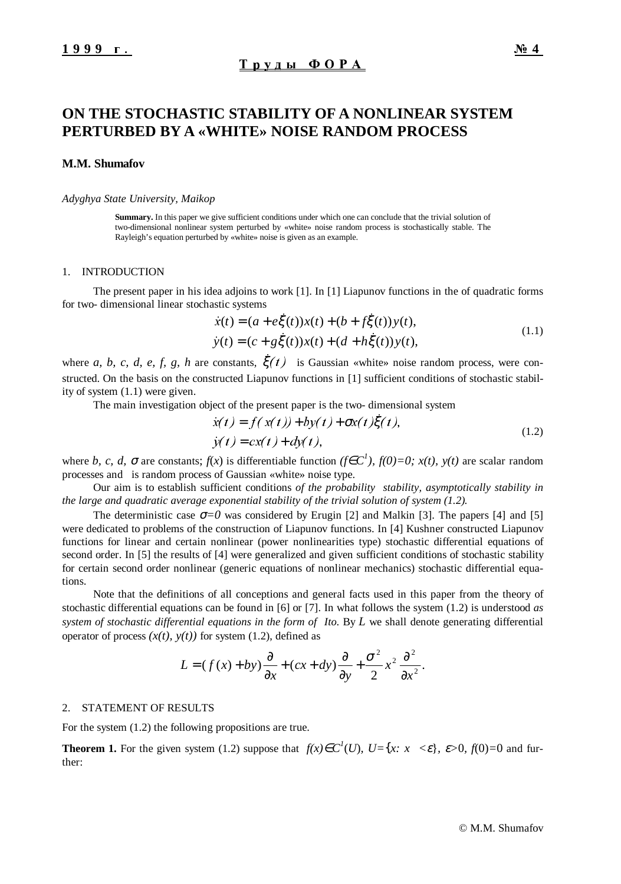# ON THE STOCHASTIC STABILITY OF A NONLINEAR SYSTEM PERTURBED BY A «WHITE» NOISE RANDOM PROCESS

**M.M. Shumafov**

*Adyghya State University, Maikop*

**Summary.** In this paper we give sufficient conditions under which one can conclude that the trivial solution of two-dimensional nonlinear system perturbed by «white» noise random process is stochastically stable. The Rayleigh's equation perturbed by «white» noise is given as an example.

## 1. INTRODUCTION

The present paper in his idea adjoins to work [1]. In [1] Liapunov functions in the of quadratic forms for two- dimensional linear stochastic systems

$$\begin{aligned} \dot{x}(t) &= (a + e\dot{\xi}(t))x(t) + (b + f\dot{\xi}(t))y(t), \\ \dot{y}(t) &= (c + g\dot{\xi}(t))x(t) + (d + h\dot{\xi}(t))y(t), \end{aligned} \tag{1.1}$$

where $a, b, c, d, e, f, g, h$ are constants, $\dot{\xi}(t)$ is Gaussian «white» noise random process, were constructed. On the basis on the constructed Liapunov functions in [1] sufficient conditions of stochastic stability of system (1.1) were given.

The main investigation object of the present paper is the two- dimensional system

$$\begin{aligned} \dot{x}(t) &= f(x(t)) + by(t) + \sigma x(t)\dot{\xi}(t), \\ \dot{y}(t) &= cx(t) + dy(t), \end{aligned} \tag{1.2}$$

where $b, c, d, \sigma$ are constants; $f(x)$ is differentiable function ($f \in C^1$), $f(0)=0$; $x(t), y(t)$ are scalar random processes and is random process of Gaussian «white» noise type.

Our aim is to establish sufficient conditions *of the probability stability, asymptotically stability in the large and quadratic average exponential stability of the trivial solution of system (1.2).*

The deterministic case $\sigma=0$ was considered by Erugin [2] and Malkin [3]. The papers [4] and [5] were dedicated to problems of the construction of Liapunov functions. In [4] Kushner constructed Liapunov functions for linear and certain nonlinear (power nonlinearities type) stochastic differential equations of second order. In [5] the results of [4] were generalized and given sufficient conditions of stochastic stability for certain second order nonlinear (generic equations of nonlinear mechanics) stochastic differential equations.

Note that the definitions of all conceptions and general facts used in this paper from the theory of stochastic differential equations can be found in [6] or [7]. In what follows the system (1.2) is understood *as system of stochastic differential equations in the form of Ito*. By $L$ we shall denote generating differential operator of process $(x(t), y(t))$ for system (1.2), defined as

$$L = (f(x) + by)\frac{\partial}{\partial x} + (cx + dy)\frac{\partial}{\partial y} + \frac{\sigma^2}{2}x^2\frac{\partial^2}{\partial x^2}.$$

## 2. STATEMENT OF RESULTS

For the system (1.2) the following propositions are true.

**Theorem 1.** For the given system (1.2) suppose that $f(x) \in C^1(U)$, $U=\{x: x <\varepsilon\}$, $\varepsilon>0$, $f(0)=0$ and further: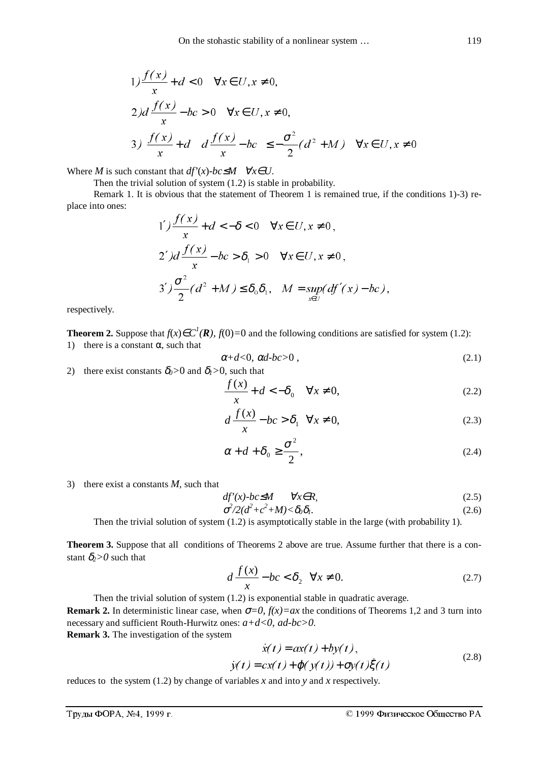$$1)\ \frac{f(x)}{x} + d < 0 \quad \forall x \in U, x \neq 0,$$

$$2)\ d\frac{f(x)}{x} - bc > 0 \quad \forall x \in U, x \neq 0,$$

$$3)\ \left(\frac{f(x)}{x} + d\right)\left(d\frac{f(x)}{x} - bc\right) \leq -\frac{\sigma^2}{2}(d^2 + M) \quad \forall x \in U, x \neq 0$$

Where $M$ is such constant that $df'(x)-bc \leq M \quad \forall x \in U$.

Then the trivial solution of system (1.2) is stable in probability.

Remark 1. It is obvious that the statement of Theorem 1 is remained true, if the conditions 1)-3) replace into ones:

$$1')\ \frac{f(x)}{x} + d < -\delta < 0 \quad \forall x \in U, x \neq 0,$$

$$2')\ d\frac{f(x)}{x} - bc > \delta_1 > 0 \quad \forall x \in U, x \neq 0,$$

$$3')\ \frac{\sigma^2}{2}(d^2 + M) \leq \delta_0\delta_1, \quad M = \sup_{x \in U}(df'(x) - bc),$$

respectively.

**Theorem 2.** Suppose that $f(x) \in C^1(\mathbf{R})$, $f(0)=0$ and the following conditions are satisfied for system (1.2):

1) there is a constant $\alpha$, such that

$$\alpha + d < 0, \ \alpha d - bc > 0\,, \tag{2.1}$$

2) there exist constants $\delta_0 > 0$ and $\delta_1 > 0$, such that

$$\frac{f(x)}{x} + d < -\delta_0 \quad \forall x \neq 0, \tag{2.2}$$

$$d\frac{f(x)}{x} - bc > \delta_1 \quad \forall x \neq 0, \tag{2.3}$$

$$\alpha + d + \delta_0 \geq \frac{\sigma^2}{2}, \tag{2.4}$$

3) there exist a constants $M$, such that

$$df'(x) - bc \leq M \qquad \forall x \in R, \tag{2.5}$$

$$\sigma^2/2(d^2 + c^2 + M) < \delta_0\delta_1. \tag{2.6}$$

Then the trivial solution of system (1.2) is asymptotically stable in the large (with probability 1).

**Theorem 3.** Suppose that all conditions of Theorems 2 above are true. Assume further that there is a constant $\delta_2 > 0$ such that

$$d\frac{f(x)}{x} - bc < \delta_2 \quad \forall x \neq 0. \tag{2.7}$$

Then the trivial solution of system (1.2) is exponential stable in quadratic average.

**Remark 2.** In deterministic linear case, when $\sigma = 0$, $f(x) = ax$ the conditions of Theorems 1,2 and 3 turn into necessary and sufficient Routh-Hurwitz ones: $a+d<0$, $ad-bc>0$.

**Remark 3.** The investigation of the system

$$\begin{aligned} \dot{x}(t) &= ax(t) + by(t), \\ \dot{y}(t) &= cx(t) + \varphi(y(t)) + \sigma y(t)\dot{\xi}(t) \end{aligned} \tag{2.8}$$

reduces to the system (1.2) by change of variables $x$ and into $y$ and $x$ respectively.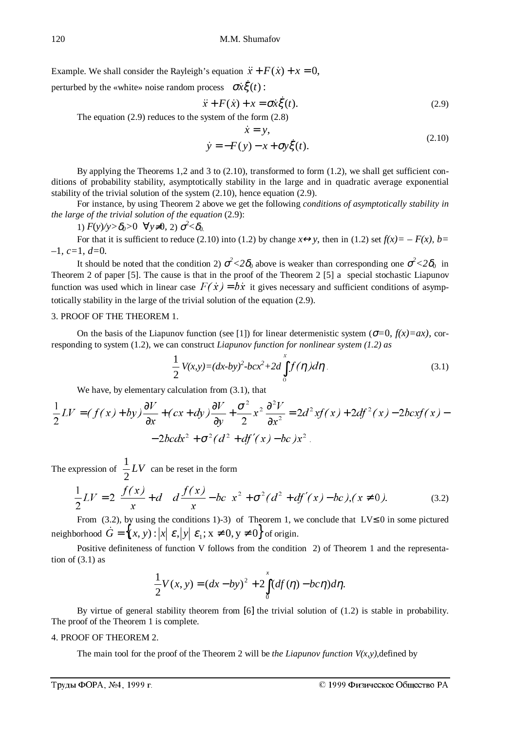Example. We shall consider the Rayleigh's equation $\ddot{x} + F(\dot{x}) + x = 0,$

perturbed by the «white» noise random process $\sigma\dot{x}\dot{\xi}(t)$:

$$\ddot{x} + F(\dot{x}) + x = \sigma\dot{x}\dot{\xi}(t). \tag{2.9}$$

The equation (2.9) reduces to the system of the form (2.8)

$$\begin{aligned} \dot{x} &= y, \\ \dot{y} &= -F(y) - x + \sigma y\dot{\xi}(t). \end{aligned} \tag{2.10}$$

By applying the Theorems 1,2 and 3 to (2.10), transformed to form (1.2), we shall get sufficient conditions of probability stability, asymptotically stability in the large and in quadratic average exponential stability of the trivial solution of the system (2.10), hence equation (2.9).

For instance, by using Theorem 2 above we get the following *conditions of asymptotically stability in the large of the trivial solution of the equation* (2.9):

1) $F(y)/y>\delta_0>0 \ \ \forall y\neq 0$, 2) $\sigma^2<\delta_0$.

For that it is sufficient to reduce (2.10) into (1.2) by change $x\leftrightarrow y$, then in (1.2) set $f(x)= - F(x)$, $b=-1$, $c=1$, $d=0$.

It should be noted that the condition 2) $\sigma^2<2\delta_0$ above is weaker than corresponding one $\sigma^2<2\delta_0$ in Theorem 2 of paper [5]. The cause is that in the proof of the Theorem 2 [5] a special stochastic Liapunov function was used which in linear case $F(\dot{x}) = b\dot{x}$ it gives necessary and sufficient conditions of asymptotically stability in the large of the trivial solution of the equation (2.9).

## 3. PROOF OF THE THEOREM 1.

On the basis of the Liapunov function (see [1]) for linear determenistic system ($\sigma=0$, $f(x)=ax$), corresponding to system (1.2), we can construct *Liapunov function for nonlinear system (1.2) as*

$$\frac{1}{2}V(x,y)=(dx-by)^2-bcx^2+2d\int_0^x f(\eta)d\eta. \tag{3.1}$$

We have, by elementary calculation from (3.1), that

$$\frac{1}{2}LV = (f(x)+by)\frac{\partial V}{\partial x} + (cx+dy)\frac{\partial V}{\partial y} + \frac{\sigma^2}{2}x^2\frac{\partial^2 V}{\partial x^2} = 2d^2xf(x) + 2df^2(x) - 2bcxf(x) -$$
$$-2bcdx^2 + \sigma^2(d^2 + df'(x) - bc)x^2.$$

The expression of $\frac{1}{2}LV$ can be reset in the form

$$\frac{1}{2}LV = 2\left(\frac{f(x)}{x}+d\right)\left(d\frac{f(x)}{x}-bc\right)x^2 + \sigma^2(d^2+df'(x)-bc), (x\neq 0). \tag{3.2}$$

From (3.2), by using the conditions 1)-3) of Theorem 1, we conclude that $LV\leq 0$ in some pictured neighborhood $\dot{G} = \{(x,y): |x|\leq\varepsilon, |y|\leq\varepsilon_1; x\neq 0, y\neq 0\}$ of origin.

Positive definiteness of function V follows from the condition 2) of Theorem 1 and the representation of (3.1) as

$$\frac{1}{2}V(x,y) = (dx-by)^2 + 2\int_0^x (df(\eta) - bc\eta)d\eta.$$

By virtue of general stability theorem from [6] the trivial solution of (1.2) is stable in probability. The proof of the Theorem 1 is complete.

## 4. PROOF OF THEOREM 2.

The main tool for the proof of the Theorem 2 will be *the Liapunov function V(x,y),* defined by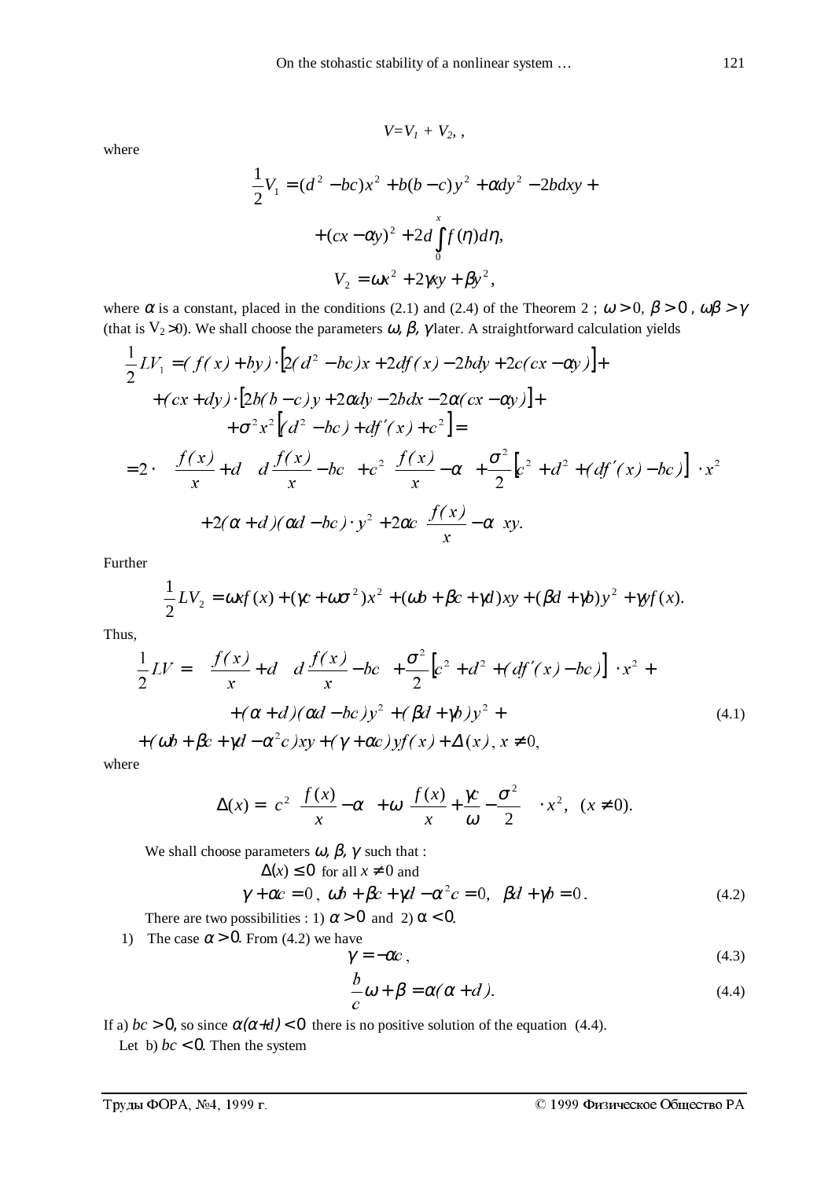$$V=V_1+V_2,,$$

where

$$\frac{1}{2}V_1=(d^2-bc)x^2+b(b-c)y^2+\alpha dy^2-2bdxy+$$

$$+(cx-\alpha y)^2+2d\int_0^x f(\eta)d\eta,$$

$$V_2=\omega x^2+2\gamma xy+\beta y^2,$$

where $\alpha$ is a constant, placed in the conditions (2.1) and (2.4) of the Theorem 2 ; $\omega>0,\ \beta>0,\ \omega\beta>\gamma$ (that is $V_2>0$). We shall choose the parameters $\omega,\beta,\gamma$ later. A straightforward calculation yields

$$\frac{1}{2}LV_1=(f(x)+by)\cdot\left[2(d^2-bc)x+2df(x)-2bdy+2c(cx-\alpha y)\right]+$$

$$+(cx+dy)\cdot\left[2b(b-c)y+2\alpha dy-2bdx-2\alpha(cx-\alpha y)\right]+$$

$$+\sigma^2x^2\left[(d^2-bc)+df'(x)+c^2\right]=$$

$$=2\cdot\left(\left(\frac{f(x)}{x}+d\right)\left(d\frac{f(x)}{x}-bc\right)+c^2\left(\frac{f(x)}{x}-\alpha\right)+\frac{\sigma^2}{2}\left[c^2+d^2+(df'(x)-bc)\right]\right)\cdot x^2$$

$$+2(\alpha+d)(\alpha d-bc)\cdot y^2+2\alpha c\left(\frac{f(x)}{x}-\alpha\right)xy.$$

Further

$$\frac{1}{2}LV_2=\omega xf(x)+(\gamma c+\omega\sigma^2)x^2+(\omega b+\beta c+\gamma d)xy+(\beta d+\gamma b)y^2+\gamma yf(x).$$

Thus,

$$\frac{1}{2}LV=\left(\left(\frac{f(x)}{x}+d\right)\left(d\frac{f(x)}{x}-bc\right)+\frac{\sigma^2}{2}\left[c^2+d^2+(df'(x)-bc)\right]\right)\cdot x^2+$$

$$+(\alpha+d)(\alpha d-bc)y^2+(\beta d+\gamma b)y^2+\tag{4.1}$$

$$+(\omega b+\beta c+\gamma d-\alpha^2c)xy+(\gamma+\alpha c)yf(x)+\Delta(x),\ x\neq 0,$$

where

$$\Delta(x)=\left(c^2\left(\frac{f(x)}{x}-\alpha\right)+\omega\left(\frac{f(x)}{x}+\frac{\gamma c}{\omega}-\frac{\sigma^2}{2}\right)\right)\cdot x^2,\quad (x\neq 0).$$

We shall choose parameters $\omega,\beta,\gamma$ such that :

$\Delta(x)\leq 0$ for all $x\neq 0$ and

$$\gamma+\alpha c=0,\ \ \omega b+\beta c+\gamma d-\alpha^2c=0,\ \ \beta d+\gamma b=0.\tag{4.2}$$

There are two possibilities : 1) $\alpha>0$ and 2) $\alpha<0$.

1) The case $\alpha>0$. From (4.2) we have

$$\gamma=-\alpha c,\tag{4.3}$$

$$\frac{b}{c}\omega+\beta=\alpha(\alpha+d).\tag{4.4}$$

If a) $bc>0$, so since $\alpha(\alpha+d)<0$ there is no positive solution of the equation (4.4).

Let b) $bc<0$. Then the system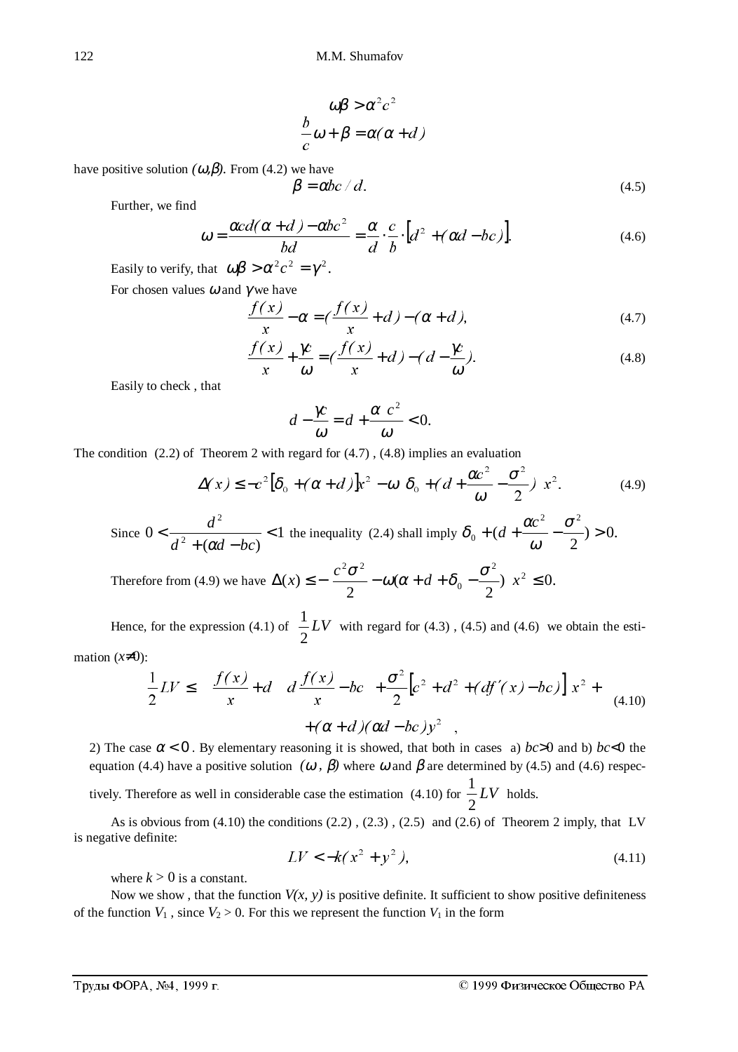$$\omega\beta > \alpha^2 c^2$$
$$\frac{b}{c}\omega + \beta = \alpha(\alpha + d)$$

have positive solution $(\omega,\beta)$. From (4.2) we have

$$\beta = \alpha bc / d. \tag{4.5}$$

Further, we find

$$\omega = \frac{\alpha cd(\alpha + d) - \alpha bc^2}{bd} = \frac{\alpha}{d}\cdot\frac{c}{b}\cdot\left[d^2 + (\alpha d - bc)\right]. \tag{4.6}$$

Easily to verify, that $\omega\beta > \alpha^2 c^2 = \gamma^2$.

For chosen values $\omega$ and $\gamma$ we have

$$\frac{f(x)}{x} - \alpha = (\frac{f(x)}{x} + d) - (\alpha + d), \tag{4.7}$$

$$\frac{f(x)}{x} + \frac{\gamma c}{\omega} = (\frac{f(x)}{x} + d) - (d - \frac{\gamma c}{\omega}). \tag{4.8}$$

Easily to check , that

$$d - \frac{\gamma c}{\omega} = d + \frac{\alpha\ c^2}{\omega} < 0.$$

The condition (2.2) of Theorem 2 with regard for (4.7) , (4.8) implies an evaluation

$$\Delta(x) \le -c^2\left[\delta_0 + (\alpha + d)\right]x^2 - \omega\ \delta_0 + (d + \frac{\alpha c^2}{\omega} - \frac{\sigma^2}{2})\ x^2. \tag{4.9}$$

Since $0 < \dfrac{d^2}{d^2 + (\alpha d - bc)} < 1$ the inequality (2.4) shall imply $\delta_0 + (d + \dfrac{\alpha c^2}{\omega} - \dfrac{\sigma^2}{2}) > 0.$

Therefore from (4.9) we have $\Delta(x) \le -\ \dfrac{c^2\sigma^2}{2} - \omega(\alpha + d + \delta_0 - \dfrac{\sigma^2}{2})\ x^2 \le 0.$

Hence, for the expression (4.1) of $\frac{1}{2}LV$ with regard for (4.3) , (4.5) and (4.6) we obtain the estimation ($x\neq 0$):

$$\frac{1}{2}LV \le \quad \frac{f(x)}{x} + d \quad d\frac{f(x)}{x} - bc \quad + \frac{\sigma^2}{2}\left[c^2 + d^2 + (df'(x) - bc)\right]x^2 + \tag{4.10}$$
$$+ (\alpha + d)(\alpha d - bc)y^2 \quad ,$$

2) The case $\alpha < 0$ . By elementary reasoning it is showed, that both in cases a) $bc>0$ and b) $bc<0$ the equation (4.4) have a positive solution $(\omega,\ \beta)$ where $\omega$ and $\beta$ are determined by (4.5) and (4.6) respectively. Therefore as well in considerable case the estimation (4.10) for $\frac{1}{2}LV$ holds.

As is obvious from (4.10) the conditions (2.2) , (2.3) , (2.5) and (2.6) of Theorem 2 imply, that LV is negative definite:

$$LV < -k(x^2 + y^2), \tag{4.11}$$

where $k > 0$ is a constant.

Now we show , that the function $V(x, y)$ is positive definite. It sufficient to show positive definiteness of the function $V_1$ , since $V_2 > 0$. For this we represent the function $V_1$ in the form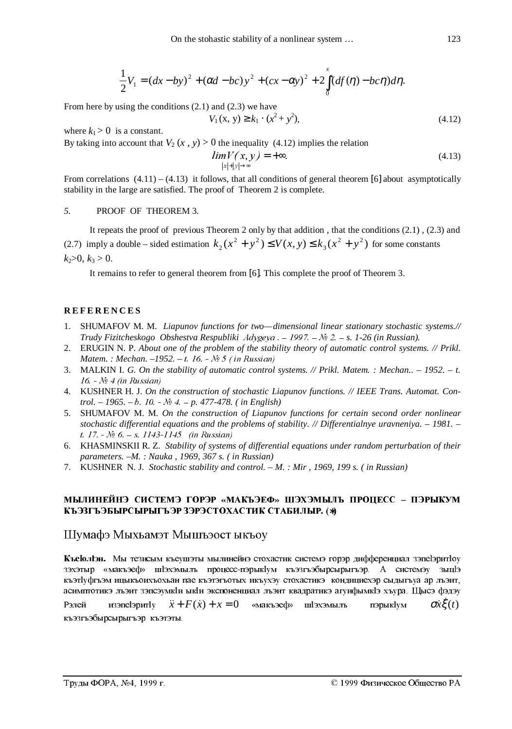$$\frac{1}{2}V_1 = (dx - by)^2 + (\alpha d - bc)y^2 + (cx - \alpha y)^2 + 2\int_0^x (df(\eta) - bc\eta)d\eta.$$

From here by using the conditions (2.1) and (2.3) we have

$$V_1(x, y) \geq k_1 \cdot (x^2 + y^2), \tag{4.12}$$

where $k_1 > 0$ is a constant.

By taking into account that $V_2(x, y) > 0$ the inequality (4.12) implies the relation

$$\lim_{|x|+|y|\to\infty} V(x, y) = +\infty. \tag{4.13}$$

From correlations (4.11) – (4.13) it follows, that all conditions of general theorem [6] about asymptotically stability in the large are satisfied. The proof of Theorem 2 is complete.

## *5.* PROOF OF THEOREM 3.

It repeats the proof of previous Theorem 2 only by that addition, that the conditions (2.1), (2.3) and (2.7) imply a double – sided estimation $k_2(x^2 + y^2) \leq V(x, y) \leq k_3(x^2 + y^2)$ for some constants $k_2 > 0$, $k_3 > 0$.

It remains to refer to general theorem from [6]. This complete the proof of Theorem 3.

## REFERENCES

1. SHUMAFOV M. M. *Liapunov functions for two—dimensional linear stationary stochastic systems.// Trudy Fizitcheskogo Obshestva Respubliki Adygeya . – 1997. – № 2. – s. 1-26 (in Russian).*
2. ERUGIN N. P. *About one of the problem of the stability theory of automatic control systems. // Prikl. Matem. : Mechan. –1952. – t. 16. - № 5 ( in Russian)*
3. MALKIN I. *G. On the stability of automatic control systems. // Prikl. Matem. : Mechan.. – 1952. – t. 16. - № 4 (in Russian)*
4. KUSHNER H. J. *On the construction of stochastic Liapunov functions. // IEEE Trans. Automat. Control. – 1965. – b. 10. - № 4. – p. 477-478. ( in English)*
5. SHUMAFOV M. M. *On the construction of Liapunov functions for certain second order nonlinear stochastic differential equations and the problems of stability. // Differentialnye uravneniya. – 1981. – t. 17. - № 6. – s. 1143-1145 (in Russian)*
6. KHASMINSKII R. Z. *Stability of systems of differential equations under random perturbation of their parameters. –M. : Nauka , 1969, 367 s. ( in Russian)*
7. KUSHNER N. J. *Stochastic stability and control. – M. : Mir , 1969, 199 s. ( in Russian)*

**МЫЛИНЕЙНЭ СИСТЕМЭ ГОРЭР «МАКЪЭЕФ» ШЭХЭМЫЛЪ ПРОЦЕСС – ПЭРЫКУМ КЪЭЗГЪЭБЫРСЫРЫГЪЭР ЗЭРЭСТОХАСТИК СТАБИЛЫР. (\*)**

## Шумафэ Мыхьамэт Мышъэост ыкъоу

**КъеIолIэн.** Мы тезисым къеушэты мылинейнэ стохастик системэ горэр дифференциал зэпеIэритIоу зэхэтыр «макъэеф» шIэхэмылъ процесс-пэрыкIум къэзгъэбырсырыгъэр. А системэу зыщIэ къэтIуфгъэм ицыкьоихъохьан пае къэтэгъотых икъухэу стохастикэ кондициехэр сыдыгъуа ар лъэит, асимптотикэ лъэит зэпсэумкIи ыкIи экспоненциал лъэит квадратикэ агуифымкIэ хъура. Щысэ фэдэу Рэлей изэпеIэритIу $\ddot{x} + F(\dot{x}) + x = 0$ «макъэеф» шIэхэмылъ пэрыкIум $\sigma\dot{x}\dot{\xi}(t)$ къэзгъэбырсырыгъэр къэтэты.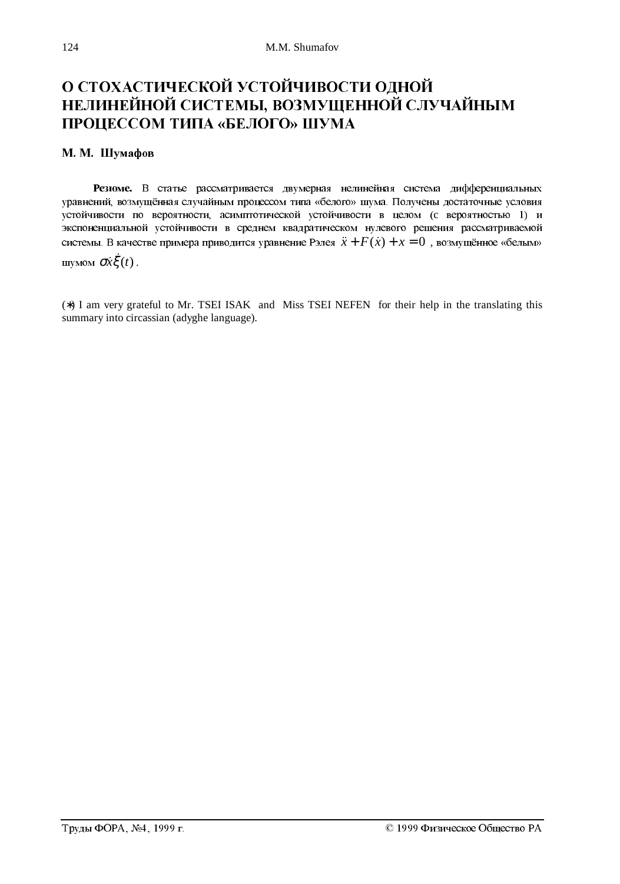# О СТОХАСТИЧЕСКОЙ УСТОЙЧИВОСТИ ОДНОЙ НЕЛИНЕЙНОЙ СИСТЕМЫ, ВОЗМУЩЕННОЙ СЛУЧАЙНЫМ ПРОЦЕССОМ ТИПА «БЕЛОГО» ШУМА

**М. М. Шумафов**

**Резюме.** В статье рассматривается двумерная нелинейная система дифференциальных уравнений, возмущённая случайным процессом типа «белого» шума. Получены достаточные условия устойчивости по вероятности, асимптотической устойчивости в целом (с вероятностью 1) и экспоненциальной устойчивости в среднем квадратическом нулевого решения рассматриваемой системы. В качестве примера приводится уравнение Рэлея $\ddot{x} + F(\dot{x}) + x = 0$, возмущённое «белым» шумом $\sigma\dot{x}\dot{\xi}(t)$.

(∗) I am very grateful to Mr. TSEI ISAK and Miss TSEI NEFEN for their help in the translating this summary into circassian (adyghe language).